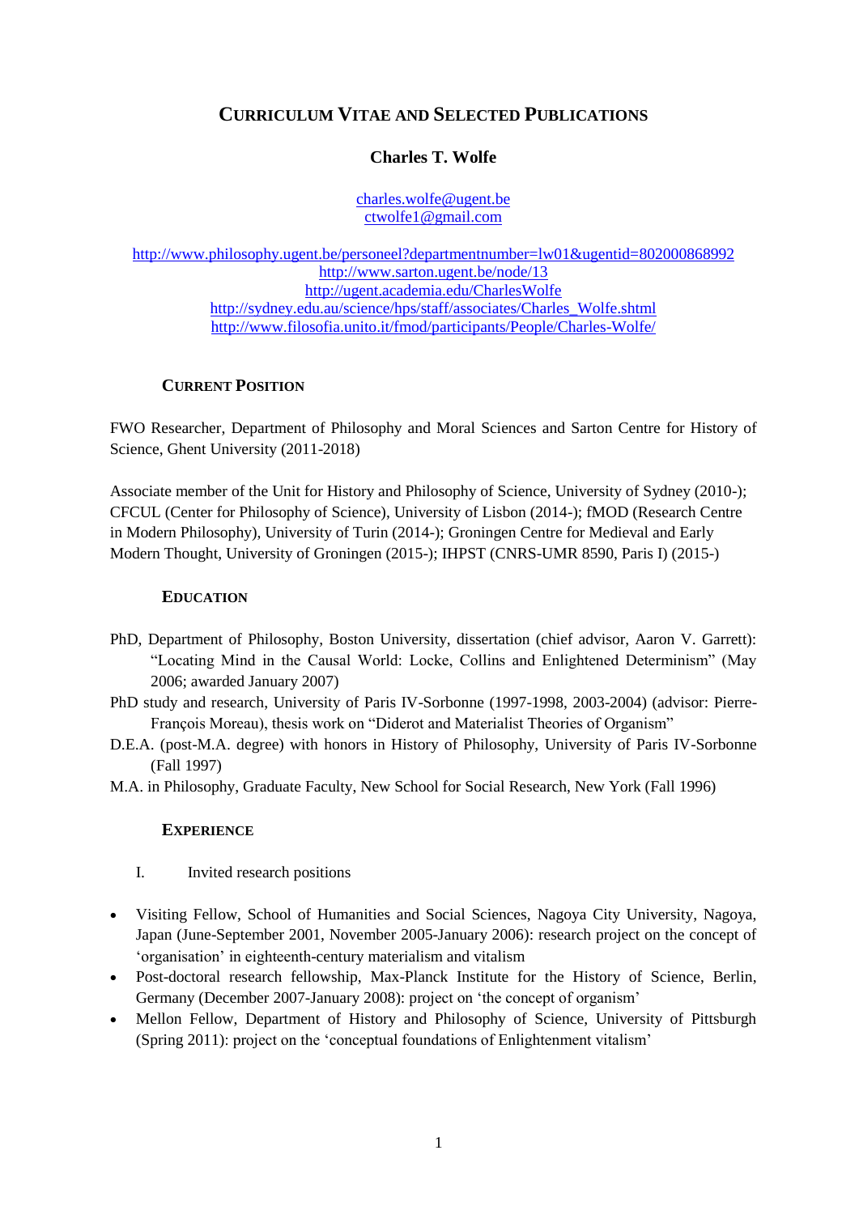# CURRICULUM VITAE AND SELECTED PUBLICATIONS

## Charles T. Wolfe

charles.wolfe@ugent.be
ctwolfe1@gmail.com

http://www.philosophy.ugent.be/personeel?departmentnumber=lw01&ugentid=802000868992
http://www.sarton.ugent.be/node/13
http://ugent.academia.edu/CharlesWolfe
http://sydney.edu.au/science/hps/staff/associates/Charles_Wolfe.shtml
http://www.filosofia.unito.it/fmod/participants/People/Charles-Wolfe/

### CURRENT POSITION

FWO Researcher, Department of Philosophy and Moral Sciences and Sarton Centre for History of Science, Ghent University (2011-2018)

Associate member of the Unit for History and Philosophy of Science, University of Sydney (2010-); CFCUL (Center for Philosophy of Science), University of Lisbon (2014-); fMOD (Research Centre in Modern Philosophy), University of Turin (2014-); Groningen Centre for Medieval and Early Modern Thought, University of Groningen (2015-); IHPST (CNRS-UMR 8590, Paris I) (2015-)

### EDUCATION

PhD, Department of Philosophy, Boston University, dissertation (chief advisor, Aaron V. Garrett): "Locating Mind in the Causal World: Locke, Collins and Enlightened Determinism" (May 2006; awarded January 2007)

PhD study and research, University of Paris IV-Sorbonne (1997-1998, 2003-2004) (advisor: Pierre-François Moreau), thesis work on "Diderot and Materialist Theories of Organism"

D.E.A. (post-M.A. degree) with honors in History of Philosophy, University of Paris IV-Sorbonne (Fall 1997)

M.A. in Philosophy, Graduate Faculty, New School for Social Research, New York (Fall 1996)

### EXPERIENCE

I. Invited research positions

- Visiting Fellow, School of Humanities and Social Sciences, Nagoya City University, Nagoya, Japan (June-September 2001, November 2005-January 2006): research project on the concept of 'organisation' in eighteenth-century materialism and vitalism
- Post-doctoral research fellowship, Max-Planck Institute for the History of Science, Berlin, Germany (December 2007-January 2008): project on 'the concept of organism'
- Mellon Fellow, Department of History and Philosophy of Science, University of Pittsburgh (Spring 2011): project on the 'conceptual foundations of Enlightenment vitalism'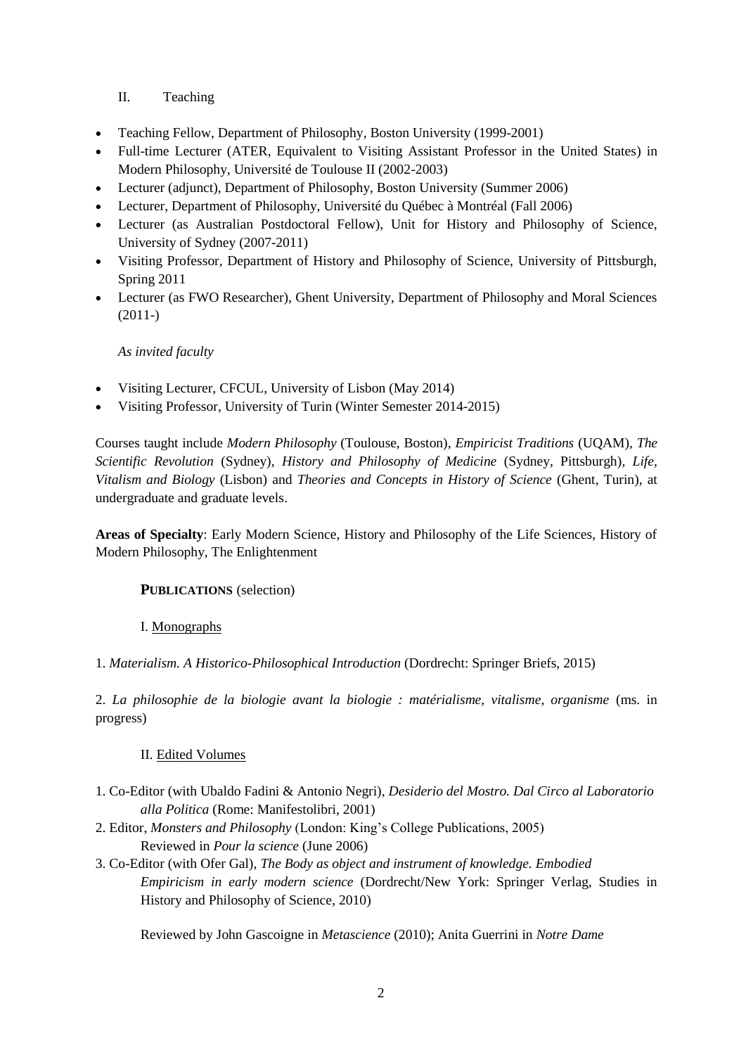## II. Teaching

- Teaching Fellow, Department of Philosophy, Boston University (1999-2001)
- Full-time Lecturer (ATER, Equivalent to Visiting Assistant Professor in the United States) in Modern Philosophy, Université de Toulouse II (2002-2003)
- Lecturer (adjunct), Department of Philosophy, Boston University (Summer 2006)
- Lecturer, Department of Philosophy, Université du Québec à Montréal (Fall 2006)
- Lecturer (as Australian Postdoctoral Fellow), Unit for History and Philosophy of Science, University of Sydney (2007-2011)
- Visiting Professor, Department of History and Philosophy of Science, University of Pittsburgh, Spring 2011
- Lecturer (as FWO Researcher), Ghent University, Department of Philosophy and Moral Sciences (2011-)

*As invited faculty*

- Visiting Lecturer, CFCUL, University of Lisbon (May 2014)
- Visiting Professor, University of Turin (Winter Semester 2014-2015)

Courses taught include *Modern Philosophy* (Toulouse, Boston), *Empiricist Traditions* (UQAM), *The Scientific Revolution* (Sydney), *History and Philosophy of Medicine* (Sydney, Pittsburgh), *Life, Vitalism and Biology* (Lisbon) and *Theories and Concepts in History of Science* (Ghent, Turin), at undergraduate and graduate levels.

**Areas of Specialty**: Early Modern Science, History and Philosophy of the Life Sciences, History of Modern Philosophy, The Enlightenment

## **PUBLICATIONS** (selection)

### I. Monographs

1. *Materialism. A Historico-Philosophical Introduction* (Dordrecht: Springer Briefs, 2015)

2. *La philosophie de la biologie avant la biologie : matérialisme, vitalisme, organisme* (ms. in progress)

### II. Edited Volumes

1. Co-Editor (with Ubaldo Fadini & Antonio Negri), *Desiderio del Mostro. Dal Circo al Laboratorio alla Politica* (Rome: Manifestolibri, 2001)
2. Editor, *Monsters and Philosophy* (London: King's College Publications, 2005)
   Reviewed in *Pour la science* (June 2006)
3. Co-Editor (with Ofer Gal), *The Body as object and instrument of knowledge. Embodied Empiricism in early modern science* (Dordrecht/New York: Springer Verlag, Studies in History and Philosophy of Science, 2010)

   Reviewed by John Gascoigne in *Metascience* (2010); Anita Guerrini in *Notre Dame*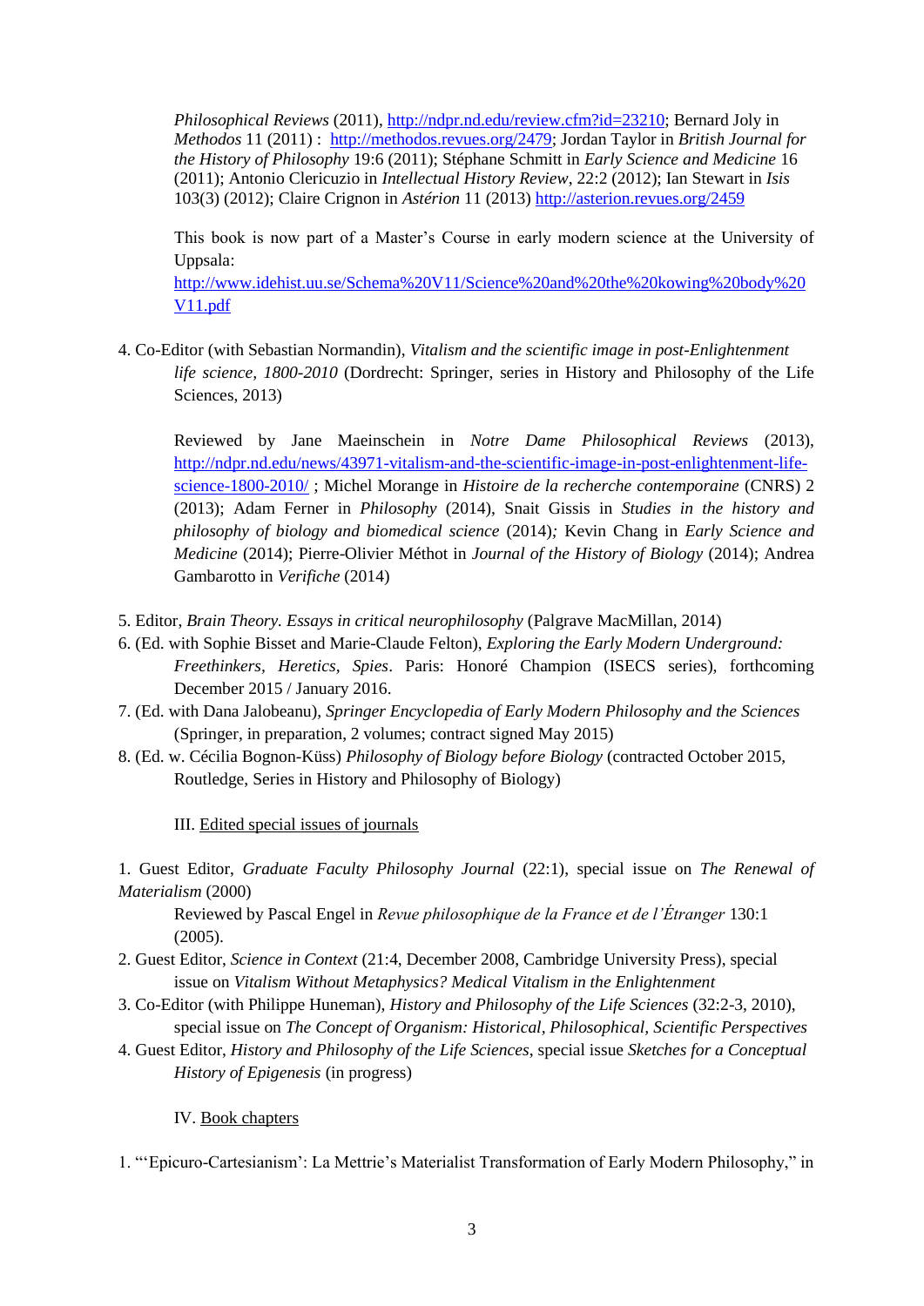*Philosophical Reviews* (2011), http://ndpr.nd.edu/review.cfm?id=23210; Bernard Joly in *Methodos* 11 (2011) : http://methodos.revues.org/2479; Jordan Taylor in *British Journal for the History of Philosophy* 19:6 (2011); Stéphane Schmitt in *Early Science and Medicine* 16 (2011); Antonio Clericuzio in *Intellectual History Review*, 22:2 (2012); Ian Stewart in *Isis* 103(3) (2012); Claire Crignon in *Astérion* 11 (2013) http://asterion.revues.org/2459

This book is now part of a Master's Course in early modern science at the University of Uppsala: http://www.idehist.uu.se/Schema%20V11/Science%20and%20the%20kowing%20body%20V11.pdf

4. Co-Editor (with Sebastian Normandin), *Vitalism and the scientific image in post-Enlightenment life science, 1800-2010* (Dordrecht: Springer, series in History and Philosophy of the Life Sciences, 2013)

   Reviewed by Jane Maeinschein in *Notre Dame Philosophical Reviews* (2013), http://ndpr.nd.edu/news/43971-vitalism-and-the-scientific-image-in-post-enlightenment-life-science-1800-2010/ ; Michel Morange in *Histoire de la recherche contemporaine* (CNRS) 2 (2013); Adam Ferner in *Philosophy* (2014), Snait Gissis in *Studies in the history and philosophy of biology and biomedical science* (2014); Kevin Chang in *Early Science and Medicine* (2014); Pierre-Olivier Méthot in *Journal of the History of Biology* (2014); Andrea Gambarotto in *Verifiche* (2014)

5. Editor, *Brain Theory. Essays in critical neurophilosophy* (Palgrave MacMillan, 2014)
6. (Ed. with Sophie Bisset and Marie-Claude Felton), *Exploring the Early Modern Underground: Freethinkers, Heretics, Spies*. Paris: Honoré Champion (ISECS series), forthcoming December 2015 / January 2016.
7. (Ed. with Dana Jalobeanu), *Springer Encyclopedia of Early Modern Philosophy and the Sciences* (Springer, in preparation, 2 volumes; contract signed May 2015)
8. (Ed. w. Cécilia Bognon-Küss) *Philosophy of Biology before Biology* (contracted October 2015, Routledge, Series in History and Philosophy of Biology)

III. Edited special issues of journals

1. Guest Editor, *Graduate Faculty Philosophy Journal* (22:1), special issue on *The Renewal of Materialism* (2000)
   Reviewed by Pascal Engel in *Revue philosophique de la France et de l'Étranger* 130:1 (2005).
2. Guest Editor, *Science in Context* (21:4, December 2008, Cambridge University Press), special issue on *Vitalism Without Metaphysics? Medical Vitalism in the Enlightenment*
3. Co-Editor (with Philippe Huneman), *History and Philosophy of the Life Sciences* (32:2-3, 2010), special issue on *The Concept of Organism: Historical, Philosophical, Scientific Perspectives*
4. Guest Editor, *History and Philosophy of the Life Sciences*, special issue *Sketches for a Conceptual History of Epigenesis* (in progress)

IV. Book chapters

1. "'Epicuro-Cartesianism': La Mettrie's Materialist Transformation of Early Modern Philosophy," in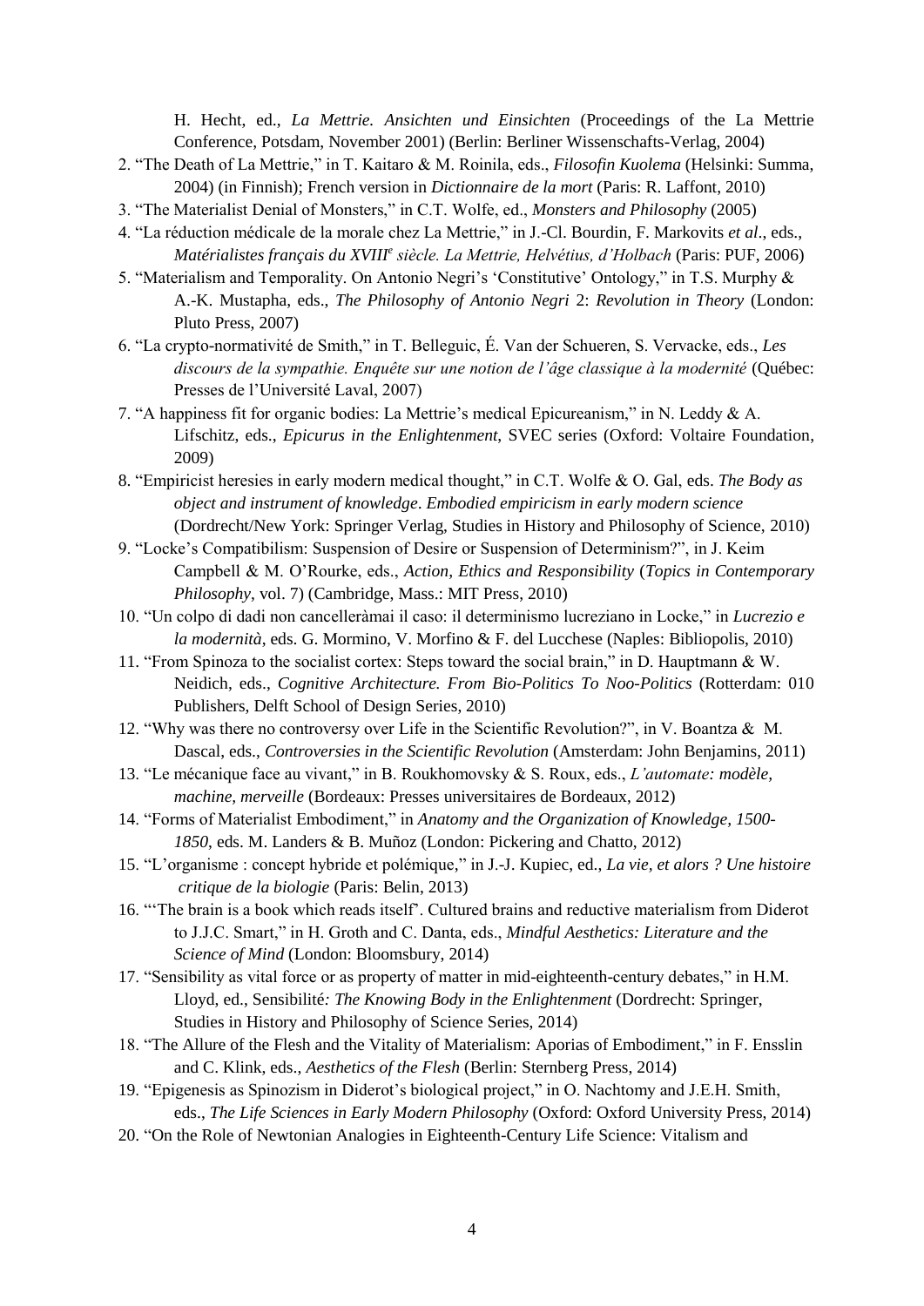H. Hecht, ed., *La Mettrie. Ansichten und Einsichten* (Proceedings of the La Mettrie Conference, Potsdam, November 2001) (Berlin: Berliner Wissenschafts-Verlag, 2004)

2. "The Death of La Mettrie," in T. Kaitaro & M. Roinila, eds., *Filosofin Kuolema* (Helsinki: Summa, 2004) (in Finnish); French version in *Dictionnaire de la mort* (Paris: R. Laffont, 2010)
3. "The Materialist Denial of Monsters," in C.T. Wolfe, ed., *Monsters and Philosophy* (2005)
4. "La réduction médicale de la morale chez La Mettrie," in J.-Cl. Bourdin, F. Markovits *et al*., eds., *Matérialistes français du XVIII*[e] *siècle. La Mettrie, Helvétius, d'Holbach* (Paris: PUF, 2006)
5. "Materialism and Temporality. On Antonio Negri's 'Constitutive' Ontology," in T.S. Murphy & A.-K. Mustapha, eds., *The Philosophy of Antonio Negri* 2: *Revolution in Theory* (London: Pluto Press, 2007)
6. "La crypto-normativité de Smith," in T. Belleguic, É. Van der Schueren, S. Vervacke, eds., *Les discours de la sympathie. Enquête sur une notion de l'âge classique à la modernité* (Québec: Presses de l'Université Laval, 2007)
7. "A happiness fit for organic bodies: La Mettrie's medical Epicureanism," in N. Leddy & A. Lifschitz, eds., *Epicurus in the Enlightenment*, SVEC series (Oxford: Voltaire Foundation, 2009)
8. "Empiricist heresies in early modern medical thought," in C.T. Wolfe & O. Gal, eds. *The Body as object and instrument of knowledge*. *Embodied empiricism in early modern science* (Dordrecht/New York: Springer Verlag, Studies in History and Philosophy of Science, 2010)
9. "Locke's Compatibilism: Suspension of Desire or Suspension of Determinism?", in J. Keim Campbell & M. O'Rourke, eds., *Action, Ethics and Responsibility* (*Topics in Contemporary Philosophy*, vol. 7) (Cambridge, Mass.: MIT Press, 2010)
10. "Un colpo di dadi non cancelleràmai il caso: il determinismo lucreziano in Locke," in *Lucrezio e la modernità*, eds. G. Mormino, V. Morfino & F. del Lucchese (Naples: Bibliopolis, 2010)
11. "From Spinoza to the socialist cortex: Steps toward the social brain," in D. Hauptmann & W. Neidich, eds., *Cognitive Architecture. From Bio-Politics To Noo-Politics* (Rotterdam: 010 Publishers, Delft School of Design Series, 2010)
12. "Why was there no controversy over Life in the Scientific Revolution?", in V. Boantza & M. Dascal, eds., *Controversies in the Scientific Revolution* (Amsterdam: John Benjamins, 2011)
13. "Le mécanique face au vivant," in B. Roukhomovsky & S. Roux, eds., *L'automate: modèle, machine, merveille* (Bordeaux: Presses universitaires de Bordeaux, 2012)
14. "Forms of Materialist Embodiment," in *Anatomy and the Organization of Knowledge, 1500-1850*, eds. M. Landers & B. Muñoz (London: Pickering and Chatto, 2012)
15. "L'organisme : concept hybride et polémique," in J.-J. Kupiec, ed., *La vie, et alors ? Une histoire critique de la biologie* (Paris: Belin, 2013)
16. "'The brain is a book which reads itself'. Cultured brains and reductive materialism from Diderot to J.J.C. Smart," in H. Groth and C. Danta, eds., *Mindful Aesthetics: Literature and the Science of Mind* (London: Bloomsbury, 2014)
17. "Sensibility as vital force or as property of matter in mid-eighteenth-century debates," in H.M. Lloyd, ed., Sensibilité*: The Knowing Body in the Enlightenment* (Dordrecht: Springer, Studies in History and Philosophy of Science Series, 2014)
18. "The Allure of the Flesh and the Vitality of Materialism: Aporias of Embodiment," in F. Ensslin and C. Klink, eds., *Aesthetics of the Flesh* (Berlin: Sternberg Press, 2014)
19. "Epigenesis as Spinozism in Diderot's biological project," in O. Nachtomy and J.E.H. Smith, eds., *The Life Sciences in Early Modern Philosophy* (Oxford: Oxford University Press, 2014)
20. "On the Role of Newtonian Analogies in Eighteenth-Century Life Science: Vitalism and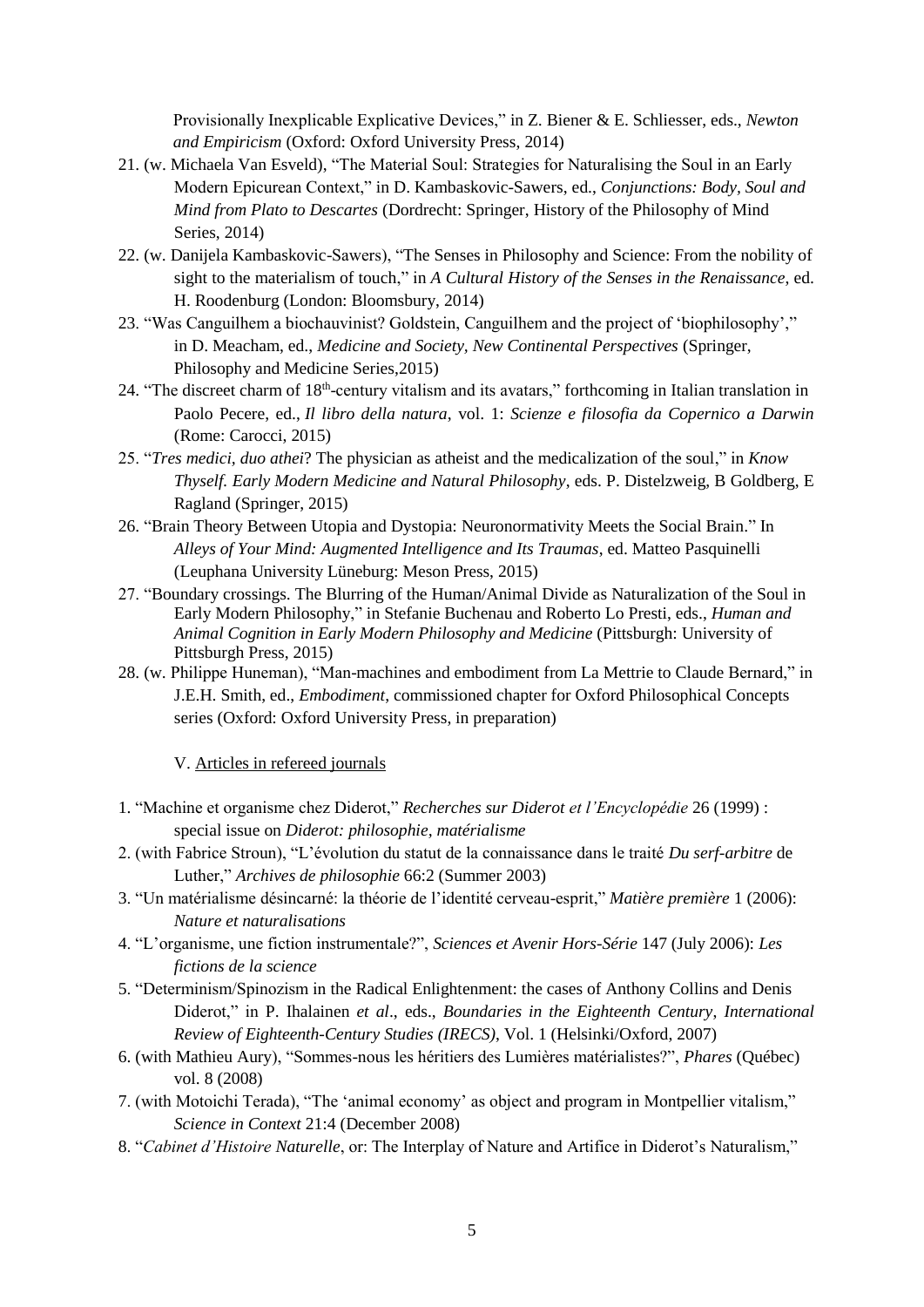Provisionally Inexplicable Explicative Devices," in Z. Biener & E. Schliesser, eds., *Newton and Empiricism* (Oxford: Oxford University Press, 2014)

21. (w. Michaela Van Esveld), "The Material Soul: Strategies for Naturalising the Soul in an Early Modern Epicurean Context," in D. Kambaskovic-Sawers, ed., *Conjunctions: Body, Soul and Mind from Plato to Descartes* (Dordrecht: Springer, History of the Philosophy of Mind Series, 2014)
22. (w. Danijela Kambaskovic-Sawers), "The Senses in Philosophy and Science: From the nobility of sight to the materialism of touch," in *A Cultural History of the Senses in the Renaissance*, ed. H. Roodenburg (London: Bloomsbury, 2014)
23. "Was Canguilhem a biochauvinist? Goldstein, Canguilhem and the project of 'biophilosophy'," in D. Meacham, ed., *Medicine and Society, New Continental Perspectives* (Springer, Philosophy and Medicine Series,2015)
24. "The discreet charm of 18th-century vitalism and its avatars," forthcoming in Italian translation in Paolo Pecere, ed., *Il libro della natura*, vol. 1: *Scienze e filosofia da Copernico a Darwin* (Rome: Carocci, 2015)
25. "*Tres medici, duo athei*? The physician as atheist and the medicalization of the soul," in *Know Thyself. Early Modern Medicine and Natural Philosophy*, eds. P. Distelzweig, B Goldberg, E Ragland (Springer, 2015)
26. "Brain Theory Between Utopia and Dystopia: Neuronormativity Meets the Social Brain." In *Alleys of Your Mind: Augmented Intelligence and Its Traumas*, ed. Matteo Pasquinelli (Leuphana University Lüneburg: Meson Press, 2015)
27. "Boundary crossings. The Blurring of the Human/Animal Divide as Naturalization of the Soul in Early Modern Philosophy," in Stefanie Buchenau and Roberto Lo Presti, eds., *Human and Animal Cognition in Early Modern Philosophy and Medicine* (Pittsburgh: University of Pittsburgh Press, 2015)
28. (w. Philippe Huneman), "Man-machines and embodiment from La Mettrie to Claude Bernard," in J.E.H. Smith, ed., *Embodiment*, commissioned chapter for Oxford Philosophical Concepts series (Oxford: Oxford University Press, in preparation)

V. Articles in refereed journals

1. "Machine et organisme chez Diderot," *Recherches sur Diderot et l'Encyclopédie* 26 (1999) : special issue on *Diderot: philosophie, matérialisme*
2. (with Fabrice Stroun), "L'évolution du statut de la connaissance dans le traité *Du serf-arbitre* de Luther," *Archives de philosophie* 66:2 (Summer 2003)
3. "Un matérialisme désincarné: la théorie de l'identité cerveau-esprit," *Matière première* 1 (2006): *Nature et naturalisations*
4. "L'organisme, une fiction instrumentale?", *Sciences et Avenir Hors-Série* 147 (July 2006): *Les fictions de la science*
5. "Determinism/Spinozism in the Radical Enlightenment: the cases of Anthony Collins and Denis Diderot," in P. Ihalainen *et al*., eds., *Boundaries in the Eighteenth Century*, *International Review of Eighteenth-Century Studies (IRECS)*, Vol. 1 (Helsinki/Oxford, 2007)
6. (with Mathieu Aury), "Sommes-nous les héritiers des Lumières matérialistes?", *Phares* (Québec) vol. 8 (2008)
7. (with Motoichi Terada), "The 'animal economy' as object and program in Montpellier vitalism," *Science in Context* 21:4 (December 2008)
8. "*Cabinet d'Histoire Naturelle*, or: The Interplay of Nature and Artifice in Diderot's Naturalism,"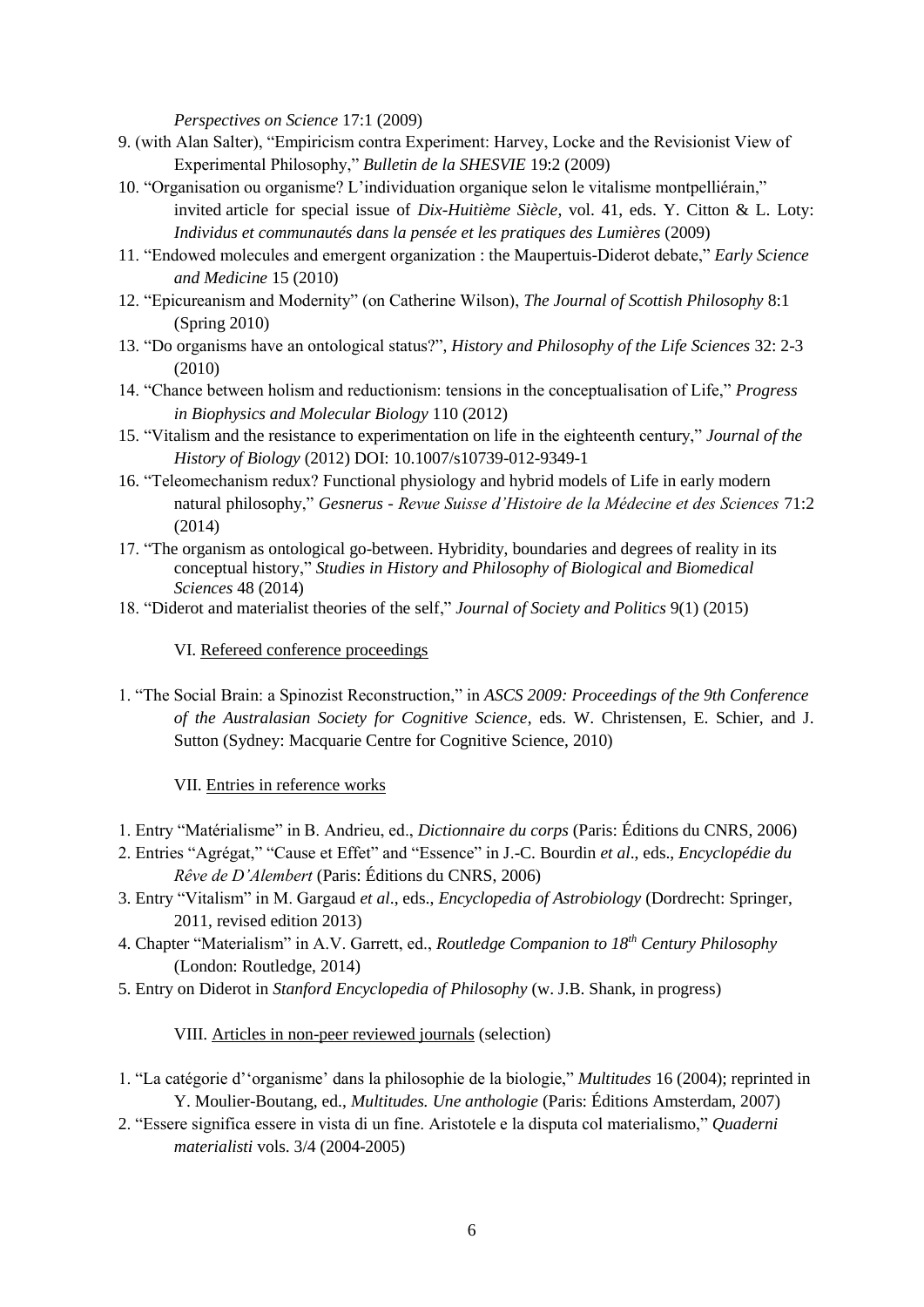*Perspectives on Science* 17:1 (2009)

9. (with Alan Salter), "Empiricism contra Experiment: Harvey, Locke and the Revisionist View of Experimental Philosophy," *Bulletin de la SHESVIE* 19:2 (2009)
10. "Organisation ou organisme? L'individuation organique selon le vitalisme montpelliérain," invited article for special issue of *Dix-Huitième Siècle*, vol. 41, eds. Y. Citton & L. Loty: *Individus et communautés dans la pensée et les pratiques des Lumières* (2009)
11. "Endowed molecules and emergent organization : the Maupertuis-Diderot debate," *Early Science and Medicine* 15 (2010)
12. "Epicureanism and Modernity" (on Catherine Wilson), *The Journal of Scottish Philosophy* 8:1 (Spring 2010)
13. "Do organisms have an ontological status?", *History and Philosophy of the Life Sciences* 32: 2-3 (2010)
14. "Chance between holism and reductionism: tensions in the conceptualisation of Life," *Progress in Biophysics and Molecular Biology* 110 (2012)
15. "Vitalism and the resistance to experimentation on life in the eighteenth century," *Journal of the History of Biology* (2012) DOI: 10.1007/s10739-012-9349-1
16. "Teleomechanism redux? Functional physiology and hybrid models of Life in early modern natural philosophy," *Gesnerus - Revue Suisse d'Histoire de la Médecine et des Sciences* 71:2 (2014)
17. "The organism as ontological go-between. Hybridity, boundaries and degrees of reality in its conceptual history," *Studies in History and Philosophy of Biological and Biomedical Sciences* 48 (2014)
18. "Diderot and materialist theories of the self," *Journal of Society and Politics* 9(1) (2015)

VI. Refereed conference proceedings

1. "The Social Brain: a Spinozist Reconstruction," in *ASCS 2009: Proceedings of the 9th Conference of the Australasian Society for Cognitive Science*, eds. W. Christensen, E. Schier, and J. Sutton (Sydney: Macquarie Centre for Cognitive Science, 2010)

VII. Entries in reference works

1. Entry "Matérialisme" in B. Andrieu, ed., *Dictionnaire du corps* (Paris: Éditions du CNRS, 2006)
2. Entries "Agrégat," "Cause et Effet" and "Essence" in J.-C. Bourdin *et al*., eds., *Encyclopédie du Rêve de D'Alembert* (Paris: Éditions du CNRS, 2006)
3. Entry "Vitalism" in M. Gargaud *et al*., eds., *Encyclopedia of Astrobiology* (Dordrecht: Springer, 2011, revised edition 2013)
4. Chapter "Materialism" in A.V. Garrett, ed., *Routledge Companion to 18th Century Philosophy* (London: Routledge, 2014)
5. Entry on Diderot in *Stanford Encyclopedia of Philosophy* (w. J.B. Shank, in progress)

VIII. Articles in non-peer reviewed journals (selection)

1. "La catégorie d''organisme' dans la philosophie de la biologie," *Multitudes* 16 (2004); reprinted in Y. Moulier-Boutang, ed., *Multitudes. Une anthologie* (Paris: Éditions Amsterdam, 2007)
2. "Essere significa essere in vista di un fine. Aristotele e la disputa col materialismo," *Quaderni materialisti* vols. 3/4 (2004-2005)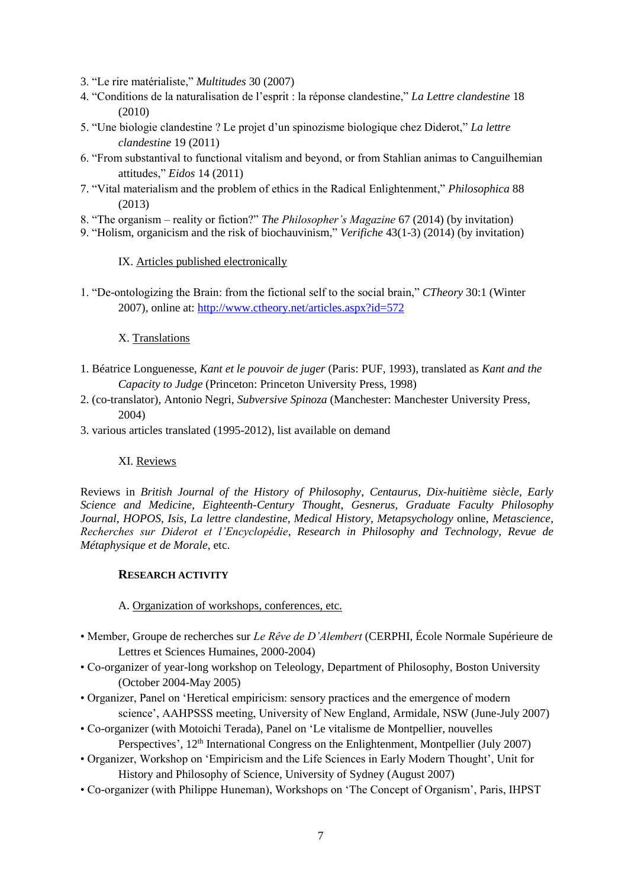3. "Le rire matérialiste," *Multitudes* 30 (2007)
4. "Conditions de la naturalisation de l'esprit : la réponse clandestine," *La Lettre clandestine* 18 (2010)
5. "Une biologie clandestine ? Le projet d'un spinozisme biologique chez Diderot," *La lettre clandestine* 19 (2011)
6. "From substantival to functional vitalism and beyond, or from Stahlian animas to Canguilhemian attitudes," *Eidos* 14 (2011)
7. "Vital materialism and the problem of ethics in the Radical Enlightenment," *Philosophica* 88 (2013)
8. "The organism – reality or fiction?" *The Philosopher's Magazine* 67 (2014) (by invitation)
9. "Holism, organicism and the risk of biochauvinism," *Verifiche* 43(1-3) (2014) (by invitation)

IX. Articles published electronically

1. "De-ontologizing the Brain: from the fictional self to the social brain," *CTheory* 30:1 (Winter 2007), online at: http://www.ctheory.net/articles.aspx?id=572

X. Translations

1. Béatrice Longuenesse, *Kant et le pouvoir de juger* (Paris: PUF, 1993), translated as *Kant and the Capacity to Judge* (Princeton: Princeton University Press, 1998)
2. (co-translator), Antonio Negri, *Subversive Spinoza* (Manchester: Manchester University Press, 2004)
3. various articles translated (1995-2012), list available on demand

XI. Reviews

Reviews in *British Journal of the History of Philosophy*, *Centaurus*, *Dix-huitième siècle*, *Early Science and Medicine*, *Eighteenth-Century Thought*, *Gesnerus*, *Graduate Faculty Philosophy Journal*, *HOPOS*, *Isis*, *La lettre clandestine*, *Medical History*, *Metapsychology* online, *Metascience*, *Recherches sur Diderot et l'Encyclopédie*, *Research in Philosophy and Technology*, *Revue de Métaphysique et de Morale*, etc.

**RESEARCH ACTIVITY**

A. Organization of workshops, conferences, etc.

- Member, Groupe de recherches sur *Le Rêve de D'Alembert* (CERPHI, École Normale Supérieure de Lettres et Sciences Humaines, 2000-2004)
- Co-organizer of year-long workshop on Teleology, Department of Philosophy, Boston University (October 2004-May 2005)
- Organizer, Panel on 'Heretical empiricism: sensory practices and the emergence of modern science', AAHPSSS meeting, University of New England, Armidale, NSW (June-July 2007)
- Co-organizer (with Motoichi Terada), Panel on 'Le vitalisme de Montpellier, nouvelles Perspectives', 12th International Congress on the Enlightenment, Montpellier (July 2007)
- Organizer, Workshop on 'Empiricism and the Life Sciences in Early Modern Thought', Unit for History and Philosophy of Science, University of Sydney (August 2007)
- Co-organizer (with Philippe Huneman), Workshops on 'The Concept of Organism', Paris, IHPST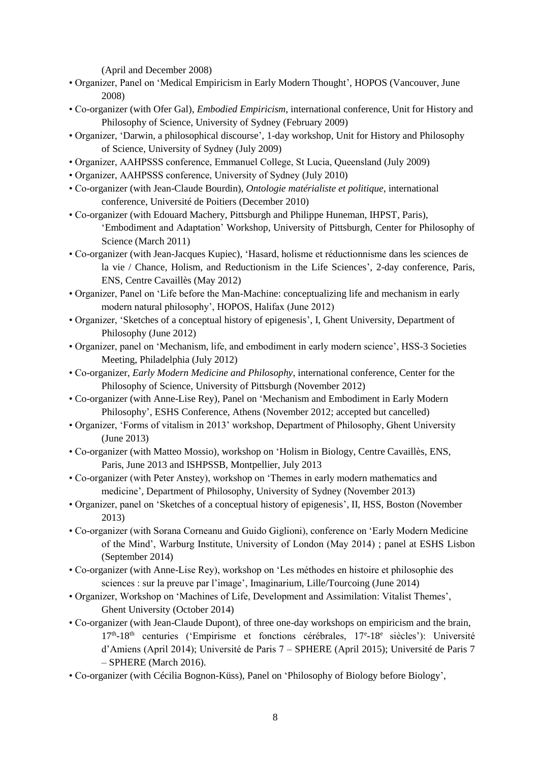(April and December 2008)

- Organizer, Panel on 'Medical Empiricism in Early Modern Thought', HOPOS (Vancouver, June 2008)
- Co-organizer (with Ofer Gal), *Embodied Empiricism*, international conference, Unit for History and Philosophy of Science, University of Sydney (February 2009)
- Organizer, 'Darwin, a philosophical discourse', 1-day workshop, Unit for History and Philosophy of Science, University of Sydney (July 2009)
- Organizer, AAHPSSS conference, Emmanuel College, St Lucia, Queensland (July 2009)
- Organizer, AAHPSSS conference, University of Sydney (July 2010)
- Co-organizer (with Jean-Claude Bourdin), *Ontologie matérialiste et politique*, international conference, Université de Poitiers (December 2010)
- Co-organizer (with Edouard Machery, Pittsburgh and Philippe Huneman, IHPST, Paris), 'Embodiment and Adaptation' Workshop, University of Pittsburgh, Center for Philosophy of Science (March 2011)
- Co-organizer (with Jean-Jacques Kupiec), 'Hasard, holisme et réductionnisme dans les sciences de la vie / Chance, Holism, and Reductionism in the Life Sciences', 2-day conference, Paris, ENS, Centre Cavaillès (May 2012)
- Organizer, Panel on 'Life before the Man-Machine: conceptualizing life and mechanism in early modern natural philosophy', HOPOS, Halifax (June 2012)
- Organizer, 'Sketches of a conceptual history of epigenesis', I, Ghent University, Department of Philosophy (June 2012)
- Organizer, panel on 'Mechanism, life, and embodiment in early modern science', HSS-3 Societies Meeting, Philadelphia (July 2012)
- Co-organizer, *Early Modern Medicine and Philosophy*, international conference, Center for the Philosophy of Science, University of Pittsburgh (November 2012)
- Co-organizer (with Anne-Lise Rey), Panel on 'Mechanism and Embodiment in Early Modern Philosophy', ESHS Conference, Athens (November 2012; accepted but cancelled)
- Organizer, 'Forms of vitalism in 2013' workshop, Department of Philosophy, Ghent University (June 2013)
- Co-organizer (with Matteo Mossio), workshop on 'Holism in Biology, Centre Cavaillès, ENS, Paris, June 2013 and ISHPSSB, Montpellier, July 2013
- Co-organizer (with Peter Anstey), workshop on 'Themes in early modern mathematics and medicine', Department of Philosophy, University of Sydney (November 2013)
- Organizer, panel on 'Sketches of a conceptual history of epigenesis', II, HSS, Boston (November 2013)
- Co-organizer (with Sorana Corneanu and Guido Giglioni), conference on 'Early Modern Medicine of the Mind', Warburg Institute, University of London (May 2014) ; panel at ESHS Lisbon (September 2014)
- Co-organizer (with Anne-Lise Rey), workshop on 'Les méthodes en histoire et philosophie des sciences : sur la preuve par l'image', Imaginarium, Lille/Tourcoing (June 2014)
- Organizer, Workshop on 'Machines of Life, Development and Assimilation: Vitalist Themes', Ghent University (October 2014)
- Co-organizer (with Jean-Claude Dupont), of three one-day workshops on empiricism and the brain, 17th-18th centuries ('Empirisme et fonctions cérébrales, 17e-18e siècles'): Université d'Amiens (April 2014); Université de Paris 7 – SPHERE (April 2015); Université de Paris 7 – SPHERE (March 2016).
- Co-organizer (with Cécilia Bognon-Küss), Panel on 'Philosophy of Biology before Biology',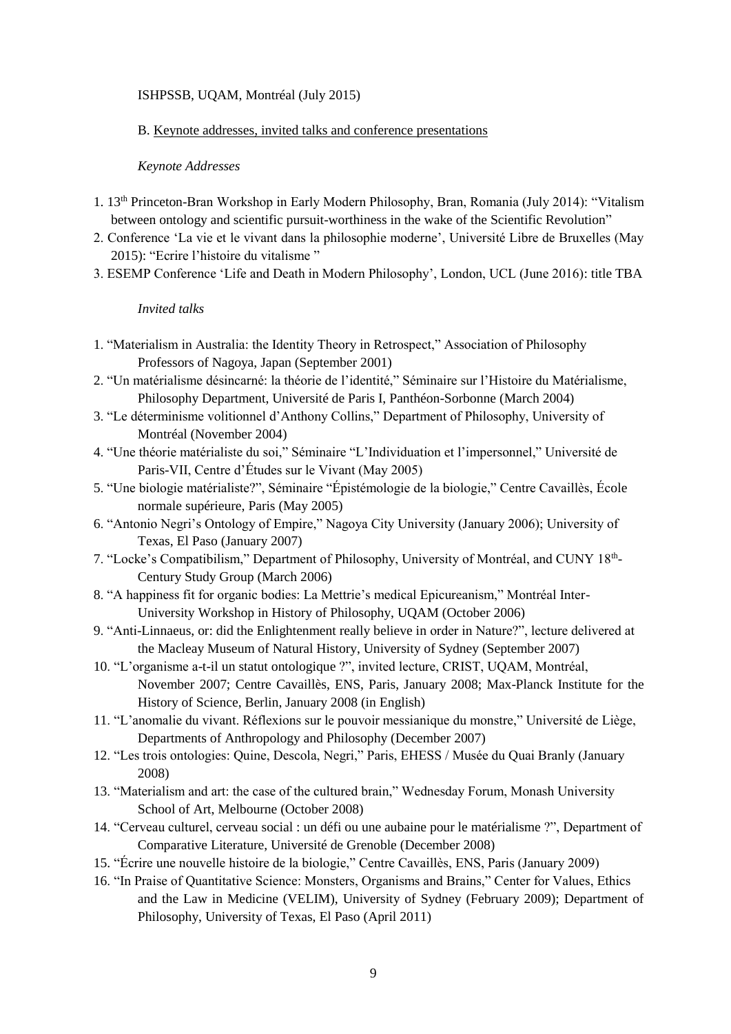ISHPSSB, UQAM, Montréal (July 2015)

B. Keynote addresses, invited talks and conference presentations

*Keynote Addresses*

1. 13th Princeton-Bran Workshop in Early Modern Philosophy, Bran, Romania (July 2014): "Vitalism between ontology and scientific pursuit-worthiness in the wake of the Scientific Revolution"
2. Conference 'La vie et le vivant dans la philosophie moderne', Université Libre de Bruxelles (May 2015): "Ecrire l'histoire du vitalisme "
3. ESEMP Conference 'Life and Death in Modern Philosophy', London, UCL (June 2016): title TBA

*Invited talks*

1. "Materialism in Australia: the Identity Theory in Retrospect," Association of Philosophy Professors of Nagoya, Japan (September 2001)
2. "Un matérialisme désincarné: la théorie de l'identité," Séminaire sur l'Histoire du Matérialisme, Philosophy Department, Université de Paris I, Panthéon-Sorbonne (March 2004)
3. "Le déterminisme volitionnel d'Anthony Collins," Department of Philosophy, University of Montréal (November 2004)
4. "Une théorie matérialiste du soi," Séminaire "L'Individuation et l'impersonnel," Université de Paris-VII, Centre d'Études sur le Vivant (May 2005)
5. "Une biologie matérialiste?", Séminaire "Épistémologie de la biologie," Centre Cavaillès, École normale supérieure, Paris (May 2005)
6. "Antonio Negri's Ontology of Empire," Nagoya City University (January 2006); University of Texas, El Paso (January 2007)
7. "Locke's Compatibilism," Department of Philosophy, University of Montréal, and CUNY 18th-Century Study Group (March 2006)
8. "A happiness fit for organic bodies: La Mettrie's medical Epicureanism," Montréal Inter-University Workshop in History of Philosophy, UQAM (October 2006)
9. "Anti-Linnaeus, or: did the Enlightenment really believe in order in Nature?", lecture delivered at the Macleay Museum of Natural History, University of Sydney (September 2007)
10. "L'organisme a-t-il un statut ontologique ?", invited lecture, CRIST, UQAM, Montréal, November 2007; Centre Cavaillès, ENS, Paris, January 2008; Max-Planck Institute for the History of Science, Berlin, January 2008 (in English)
11. "L'anomalie du vivant. Réflexions sur le pouvoir messianique du monstre," Université de Liège, Departments of Anthropology and Philosophy (December 2007)
12. "Les trois ontologies: Quine, Descola, Negri," Paris, EHESS / Musée du Quai Branly (January 2008)
13. "Materialism and art: the case of the cultured brain," Wednesday Forum, Monash University School of Art, Melbourne (October 2008)
14. "Cerveau culturel, cerveau social : un défi ou une aubaine pour le matérialisme ?", Department of Comparative Literature, Université de Grenoble (December 2008)
15. "Écrire une nouvelle histoire de la biologie," Centre Cavaillès, ENS, Paris (January 2009)
16. "In Praise of Quantitative Science: Monsters, Organisms and Brains," Center for Values, Ethics and the Law in Medicine (VELIM), University of Sydney (February 2009); Department of Philosophy, University of Texas, El Paso (April 2011)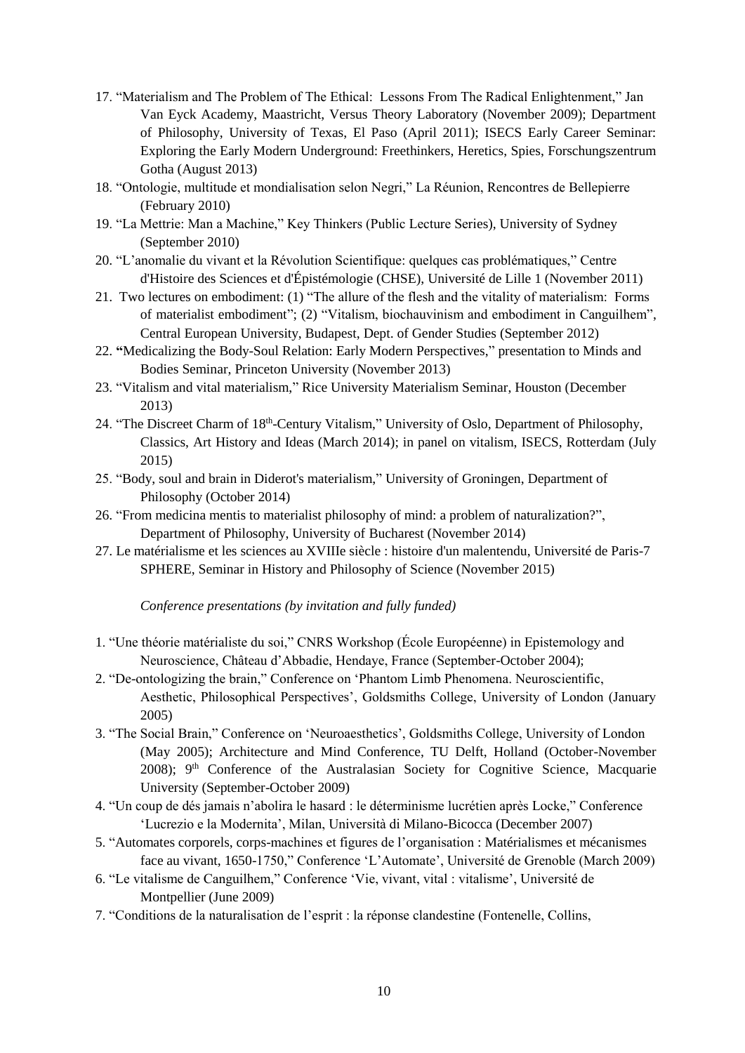17. "Materialism and The Problem of The Ethical: Lessons From The Radical Enlightenment," Jan Van Eyck Academy, Maastricht, Versus Theory Laboratory (November 2009); Department of Philosophy, University of Texas, El Paso (April 2011); ISECS Early Career Seminar: Exploring the Early Modern Underground: Freethinkers, Heretics, Spies, Forschungszentrum Gotha (August 2013)
18. "Ontologie, multitude et mondialisation selon Negri," La Réunion, Rencontres de Bellepierre (February 2010)
19. "La Mettrie: Man a Machine," Key Thinkers (Public Lecture Series), University of Sydney (September 2010)
20. "L'anomalie du vivant et la Révolution Scientifique: quelques cas problématiques," Centre d'Histoire des Sciences et d'Épistémologie (CHSE), Université de Lille 1 (November 2011)
21. Two lectures on embodiment: (1) "The allure of the flesh and the vitality of materialism: Forms of materialist embodiment"; (2) "Vitalism, biochauvinism and embodiment in Canguilhem", Central European University, Budapest, Dept. of Gender Studies (September 2012)
22. **"**Medicalizing the Body-Soul Relation: Early Modern Perspectives," presentation to Minds and Bodies Seminar, Princeton University (November 2013)
23. "Vitalism and vital materialism," Rice University Materialism Seminar, Houston (December 2013)
24. "The Discreet Charm of 18th-Century Vitalism," University of Oslo, Department of Philosophy, Classics, Art History and Ideas (March 2014); in panel on vitalism, ISECS, Rotterdam (July 2015)
25. "Body, soul and brain in Diderot's materialism," University of Groningen, Department of Philosophy (October 2014)
26. "From medicina mentis to materialist philosophy of mind: a problem of naturalization?", Department of Philosophy, University of Bucharest (November 2014)
27. Le matérialisme et les sciences au XVIIIe siècle : histoire d'un malentendu, Université de Paris-7 SPHERE, Seminar in History and Philosophy of Science (November 2015)

*Conference presentations (by invitation and fully funded)*

1. "Une théorie matérialiste du soi," CNRS Workshop (École Européenne) in Epistemology and Neuroscience, Château d'Abbadie, Hendaye, France (September-October 2004);
2. "De-ontologizing the brain," Conference on 'Phantom Limb Phenomena. Neuroscientific, Aesthetic, Philosophical Perspectives', Goldsmiths College, University of London (January 2005)
3. "The Social Brain," Conference on 'Neuroaesthetics', Goldsmiths College, University of London (May 2005); Architecture and Mind Conference, TU Delft, Holland (October-November 2008); 9th Conference of the Australasian Society for Cognitive Science, Macquarie University (September-October 2009)
4. "Un coup de dés jamais n'abolira le hasard : le déterminisme lucrétien après Locke," Conference 'Lucrezio e la Modernita', Milan, Università di Milano-Bicocca (December 2007)
5. "Automates corporels, corps-machines et figures de l'organisation : Matérialismes et mécanismes face au vivant, 1650-1750," Conference 'L'Automate', Université de Grenoble (March 2009)
6. "Le vitalisme de Canguilhem," Conference 'Vie, vivant, vital : vitalisme', Université de Montpellier (June 2009)
7. "Conditions de la naturalisation de l'esprit : la réponse clandestine (Fontenelle, Collins,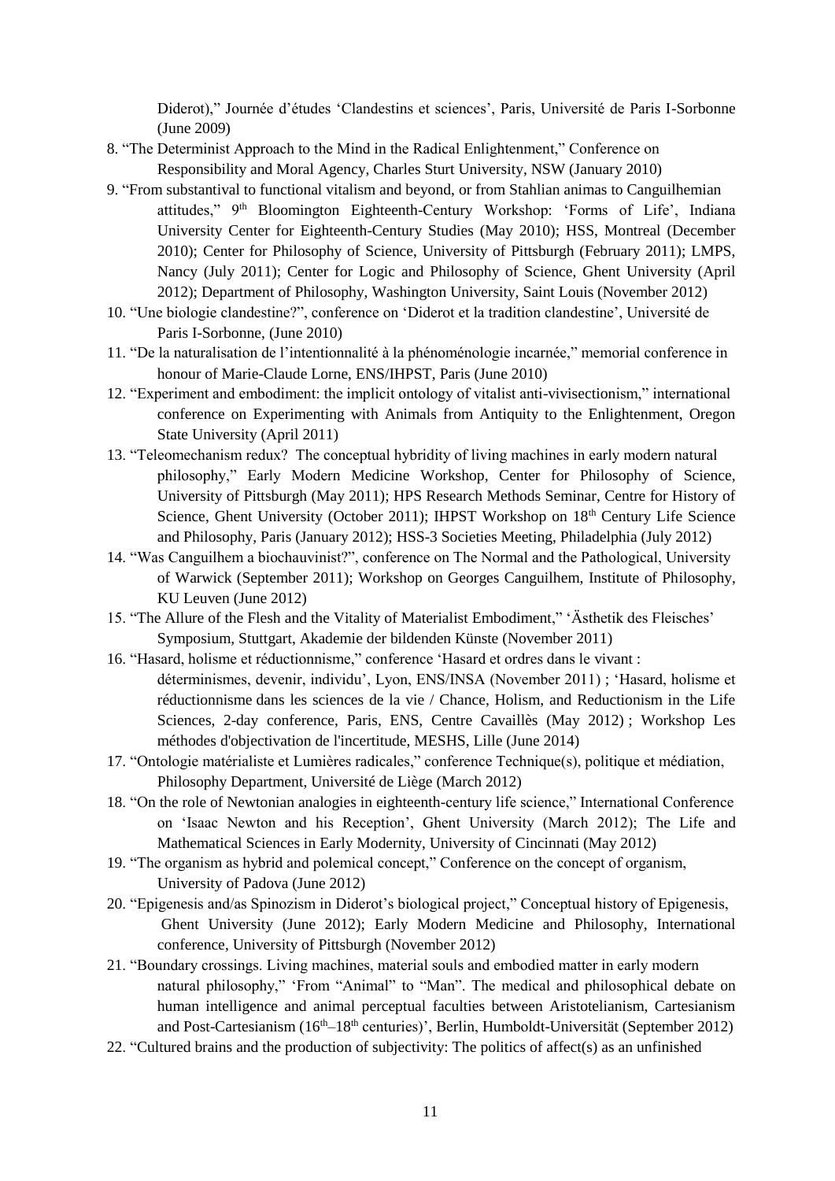Diderot)," Journée d'études 'Clandestins et sciences', Paris, Université de Paris I-Sorbonne (June 2009)

8. "The Determinist Approach to the Mind in the Radical Enlightenment," Conference on Responsibility and Moral Agency, Charles Sturt University, NSW (January 2010)
9. "From substantival to functional vitalism and beyond, or from Stahlian animas to Canguilhemian attitudes," 9th Bloomington Eighteenth-Century Workshop: 'Forms of Life', Indiana University Center for Eighteenth-Century Studies (May 2010); HSS, Montreal (December 2010); Center for Philosophy of Science, University of Pittsburgh (February 2011); LMPS, Nancy (July 2011); Center for Logic and Philosophy of Science, Ghent University (April 2012); Department of Philosophy, Washington University, Saint Louis (November 2012)
10. "Une biologie clandestine?", conference on 'Diderot et la tradition clandestine', Université de Paris I-Sorbonne, (June 2010)
11. "De la naturalisation de l'intentionnalité à la phénoménologie incarnée," memorial conference in honour of Marie-Claude Lorne, ENS/IHPST, Paris (June 2010)
12. "Experiment and embodiment: the implicit ontology of vitalist anti-vivisectionism," international conference on Experimenting with Animals from Antiquity to the Enlightenment, Oregon State University (April 2011)
13. "Teleomechanism redux? The conceptual hybridity of living machines in early modern natural philosophy," Early Modern Medicine Workshop, Center for Philosophy of Science, University of Pittsburgh (May 2011); HPS Research Methods Seminar, Centre for History of Science, Ghent University (October 2011); IHPST Workshop on 18th Century Life Science and Philosophy, Paris (January 2012); HSS-3 Societies Meeting, Philadelphia (July 2012)
14. "Was Canguilhem a biochauvinist?", conference on The Normal and the Pathological, University of Warwick (September 2011); Workshop on Georges Canguilhem, Institute of Philosophy, KU Leuven (June 2012)
15. "The Allure of the Flesh and the Vitality of Materialist Embodiment," 'Ästhetik des Fleisches' Symposium, Stuttgart, Akademie der bildenden Künste (November 2011)
16. "Hasard, holisme et réductionnisme," conference 'Hasard et ordres dans le vivant : déterminismes, devenir, individu', Lyon, ENS/INSA (November 2011) ; 'Hasard, holisme et réductionnisme dans les sciences de la vie / Chance, Holism, and Reductionism in the Life Sciences, 2-day conference, Paris, ENS, Centre Cavaillès (May 2012) ; Workshop Les méthodes d'objectivation de l'incertitude, MESHS, Lille (June 2014)
17. "Ontologie matérialiste et Lumières radicales," conference Technique(s), politique et médiation, Philosophy Department, Université de Liège (March 2012)
18. "On the role of Newtonian analogies in eighteenth-century life science," International Conference on 'Isaac Newton and his Reception', Ghent University (March 2012); The Life and Mathematical Sciences in Early Modernity, University of Cincinnati (May 2012)
19. "The organism as hybrid and polemical concept," Conference on the concept of organism, University of Padova (June 2012)
20. "Epigenesis and/as Spinozism in Diderot's biological project," Conceptual history of Epigenesis, Ghent University (June 2012); Early Modern Medicine and Philosophy, International conference, University of Pittsburgh (November 2012)
21. "Boundary crossings. Living machines, material souls and embodied matter in early modern natural philosophy," 'From "Animal" to "Man". The medical and philosophical debate on human intelligence and animal perceptual faculties between Aristotelianism, Cartesianism and Post-Cartesianism (16th–18th centuries)', Berlin, Humboldt-Universität (September 2012)
22. "Cultured brains and the production of subjectivity: The politics of affect(s) as an unfinished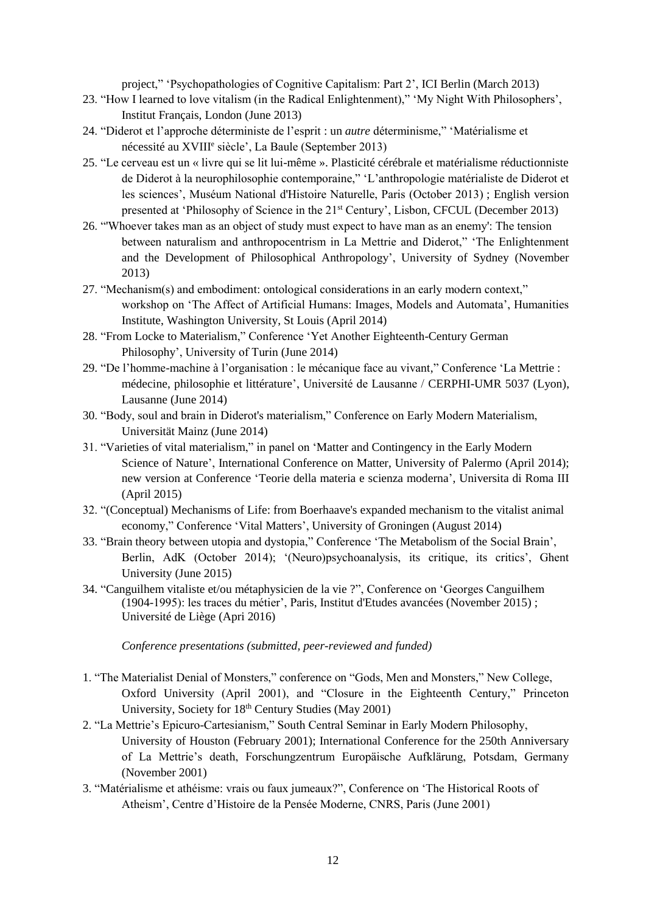project," 'Psychopathologies of Cognitive Capitalism: Part 2', ICI Berlin (March 2013)

23. "How I learned to love vitalism (in the Radical Enlightenment)," 'My Night With Philosophers', Institut Français, London (June 2013)
24. "Diderot et l'approche déterministe de l'esprit : un *autre* déterminisme," 'Matérialisme et nécessité au XVIII[e] siècle', La Baule (September 2013)
25. "Le cerveau est un « livre qui se lit lui-même ». Plasticité cérébrale et matérialisme réductionniste de Diderot à la neurophilosophie contemporaine," 'L'anthropologie matérialiste de Diderot et les sciences', Muséum National d'Histoire Naturelle, Paris (October 2013) ; English version presented at 'Philosophy of Science in the 21[st] Century', Lisbon, CFCUL (December 2013)
26. "'Whoever takes man as an object of study must expect to have man as an enemy': The tension between naturalism and anthropocentrism in La Mettrie and Diderot," 'The Enlightenment and the Development of Philosophical Anthropology', University of Sydney (November 2013)
27. "Mechanism(s) and embodiment: ontological considerations in an early modern context," workshop on 'The Affect of Artificial Humans: Images, Models and Automata', Humanities Institute, Washington University, St Louis (April 2014)
28. "From Locke to Materialism," Conference 'Yet Another Eighteenth-Century German Philosophy', University of Turin (June 2014)
29. "De l'homme-machine à l'organisation : le mécanique face au vivant," Conference 'La Mettrie : médecine, philosophie et littérature', Université de Lausanne / CERPHI-UMR 5037 (Lyon), Lausanne (June 2014)
30. "Body, soul and brain in Diderot's materialism," Conference on Early Modern Materialism, Universität Mainz (June 2014)
31. "Varieties of vital materialism," in panel on 'Matter and Contingency in the Early Modern Science of Nature', International Conference on Matter, University of Palermo (April 2014); new version at Conference 'Teorie della materia e scienza moderna', Universita di Roma III (April 2015)
32. "(Conceptual) Mechanisms of Life: from Boerhaave's expanded mechanism to the vitalist animal economy," Conference 'Vital Matters', University of Groningen (August 2014)
33. "Brain theory between utopia and dystopia," Conference 'The Metabolism of the Social Brain', Berlin, AdK (October 2014); '(Neuro)psychoanalysis, its critique, its critics', Ghent University (June 2015)
34. "Canguilhem vitaliste et/ou métaphysicien de la vie ?", Conference on 'Georges Canguilhem (1904-1995): les traces du métier', Paris, Institut d'Etudes avancées (November 2015) ; Université de Liège (Apri 2016)

*Conference presentations (submitted, peer-reviewed and funded)*

1. "The Materialist Denial of Monsters," conference on "Gods, Men and Monsters," New College, Oxford University (April 2001), and "Closure in the Eighteenth Century," Princeton University, Society for 18[th] Century Studies (May 2001)
2. "La Mettrie's Epicuro-Cartesianism," South Central Seminar in Early Modern Philosophy, University of Houston (February 2001); International Conference for the 250th Anniversary of La Mettrie's death, Forschungzentrum Europäische Aufklärung, Potsdam, Germany (November 2001)
3. "Matérialisme et athéisme: vrais ou faux jumeaux?", Conference on 'The Historical Roots of Atheism', Centre d'Histoire de la Pensée Moderne, CNRS, Paris (June 2001)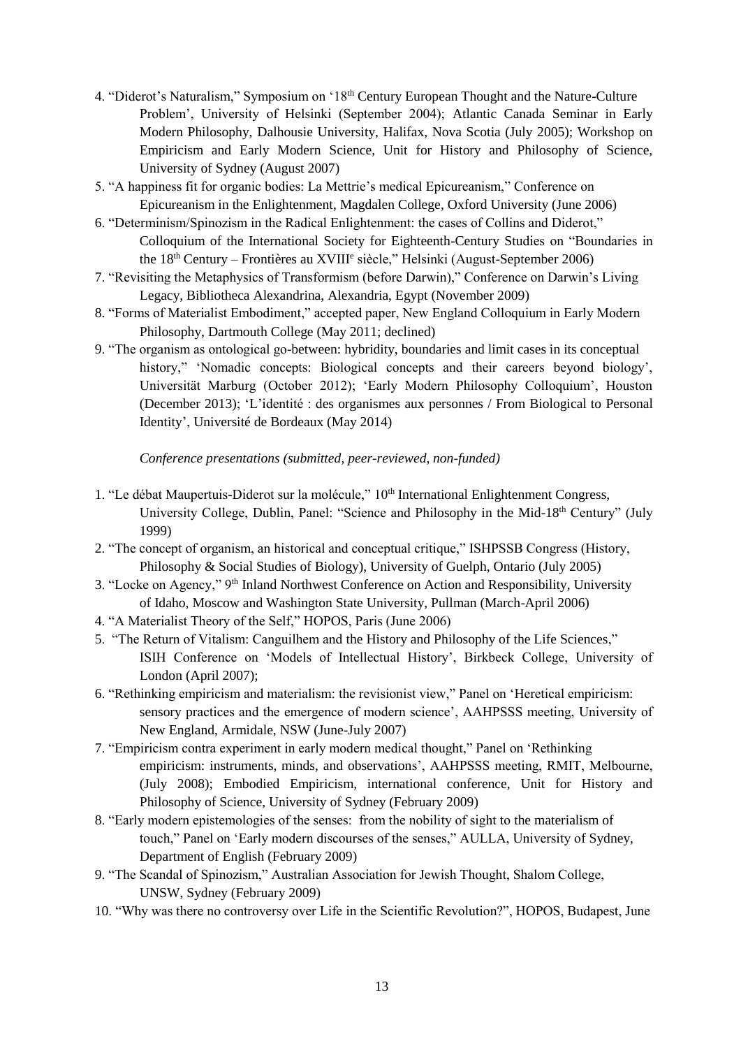4. "Diderot's Naturalism," Symposium on '18th Century European Thought and the Nature-Culture Problem', University of Helsinki (September 2004); Atlantic Canada Seminar in Early Modern Philosophy, Dalhousie University, Halifax, Nova Scotia (July 2005); Workshop on Empiricism and Early Modern Science, Unit for History and Philosophy of Science, University of Sydney (August 2007)
5. "A happiness fit for organic bodies: La Mettrie's medical Epicureanism," Conference on Epicureanism in the Enlightenment, Magdalen College, Oxford University (June 2006)
6. "Determinism/Spinozism in the Radical Enlightenment: the cases of Collins and Diderot," Colloquium of the International Society for Eighteenth-Century Studies on "Boundaries in the 18th Century – Frontières au XVIIIe siècle," Helsinki (August-September 2006)
7. "Revisiting the Metaphysics of Transformism (before Darwin)," Conference on Darwin's Living Legacy, Bibliotheca Alexandrina, Alexandria, Egypt (November 2009)
8. "Forms of Materialist Embodiment," accepted paper, New England Colloquium in Early Modern Philosophy, Dartmouth College (May 2011; declined)
9. "The organism as ontological go-between: hybridity, boundaries and limit cases in its conceptual history," 'Nomadic concepts: Biological concepts and their careers beyond biology', Universität Marburg (October 2012); 'Early Modern Philosophy Colloquium', Houston (December 2013); 'L'identité : des organismes aux personnes / From Biological to Personal Identity', Université de Bordeaux (May 2014)

*Conference presentations (submitted, peer-reviewed, non-funded)*

1. "Le débat Maupertuis-Diderot sur la molécule," 10th International Enlightenment Congress, University College, Dublin, Panel: "Science and Philosophy in the Mid-18th Century" (July 1999)
2. "The concept of organism, an historical and conceptual critique," ISHPSSB Congress (History, Philosophy & Social Studies of Biology), University of Guelph, Ontario (July 2005)
3. "Locke on Agency," 9th Inland Northwest Conference on Action and Responsibility, University of Idaho, Moscow and Washington State University, Pullman (March-April 2006)
4. "A Materialist Theory of the Self," HOPOS, Paris (June 2006)
5. "The Return of Vitalism: Canguilhem and the History and Philosophy of the Life Sciences," ISIH Conference on 'Models of Intellectual History', Birkbeck College, University of London (April 2007);
6. "Rethinking empiricism and materialism: the revisionist view," Panel on 'Heretical empiricism: sensory practices and the emergence of modern science', AAHPSSS meeting, University of New England, Armidale, NSW (June-July 2007)
7. "Empiricism contra experiment in early modern medical thought," Panel on 'Rethinking empiricism: instruments, minds, and observations', AAHPSSS meeting, RMIT, Melbourne, (July 2008); Embodied Empiricism, international conference, Unit for History and Philosophy of Science, University of Sydney (February 2009)
8. "Early modern epistemologies of the senses: from the nobility of sight to the materialism of touch," Panel on 'Early modern discourses of the senses," AULLA, University of Sydney, Department of English (February 2009)
9. "The Scandal of Spinozism," Australian Association for Jewish Thought, Shalom College, UNSW, Sydney (February 2009)
10. "Why was there no controversy over Life in the Scientific Revolution?", HOPOS, Budapest, June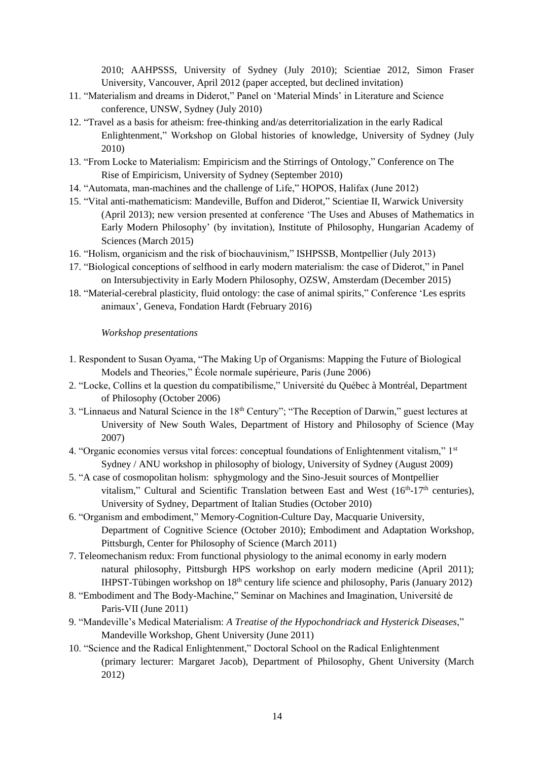2010; AAHPSSS, University of Sydney (July 2010); Scientiae 2012, Simon Fraser University, Vancouver, April 2012 (paper accepted, but declined invitation)

11. "Materialism and dreams in Diderot," Panel on 'Material Minds' in Literature and Science conference, UNSW, Sydney (July 2010)
12. "Travel as a basis for atheism: free-thinking and/as deterritorialization in the early Radical Enlightenment," Workshop on Global histories of knowledge, University of Sydney (July 2010)
13. "From Locke to Materialism: Empiricism and the Stirrings of Ontology," Conference on The Rise of Empiricism, University of Sydney (September 2010)
14. "Automata, man-machines and the challenge of Life," HOPOS, Halifax (June 2012)
15. "Vital anti-mathematicism: Mandeville, Buffon and Diderot," Scientiae II, Warwick University (April 2013); new version presented at conference 'The Uses and Abuses of Mathematics in Early Modern Philosophy' (by invitation), Institute of Philosophy, Hungarian Academy of Sciences (March 2015)
16. "Holism, organicism and the risk of biochauvinism," ISHPSSB, Montpellier (July 2013)
17. "Biological conceptions of selfhood in early modern materialism: the case of Diderot," in Panel on Intersubjectivity in Early Modern Philosophy, OZSW, Amsterdam (December 2015)
18. "Material-cerebral plasticity, fluid ontology: the case of animal spirits," Conference 'Les esprits animaux', Geneva, Fondation Hardt (February 2016)

*Workshop presentations*

1. Respondent to Susan Oyama, "The Making Up of Organisms: Mapping the Future of Biological Models and Theories," École normale supérieure, Paris (June 2006)
2. "Locke, Collins et la question du compatibilisme," Université du Québec à Montréal, Department of Philosophy (October 2006)
3. "Linnaeus and Natural Science in the 18th Century"; "The Reception of Darwin," guest lectures at University of New South Wales, Department of History and Philosophy of Science (May 2007)
4. "Organic economies versus vital forces: conceptual foundations of Enlightenment vitalism," 1st Sydney / ANU workshop in philosophy of biology, University of Sydney (August 2009)
5. "A case of cosmopolitan holism: sphygmology and the Sino-Jesuit sources of Montpellier vitalism," Cultural and Scientific Translation between East and West (16th-17th centuries), University of Sydney, Department of Italian Studies (October 2010)
6. "Organism and embodiment," Memory-Cognition-Culture Day, Macquarie University, Department of Cognitive Science (October 2010); Embodiment and Adaptation Workshop, Pittsburgh, Center for Philosophy of Science (March 2011)
7. Teleomechanism redux: From functional physiology to the animal economy in early modern natural philosophy, Pittsburgh HPS workshop on early modern medicine (April 2011); IHPST-Tübingen workshop on 18th century life science and philosophy, Paris (January 2012)
8. "Embodiment and The Body-Machine," Seminar on Machines and Imagination, Université de Paris-VII (June 2011)
9. "Mandeville's Medical Materialism: *A Treatise of the Hypochondriack and Hysterick Diseases*," Mandeville Workshop, Ghent University (June 2011)
10. "Science and the Radical Enlightenment," Doctoral School on the Radical Enlightenment (primary lecturer: Margaret Jacob), Department of Philosophy, Ghent University (March 2012)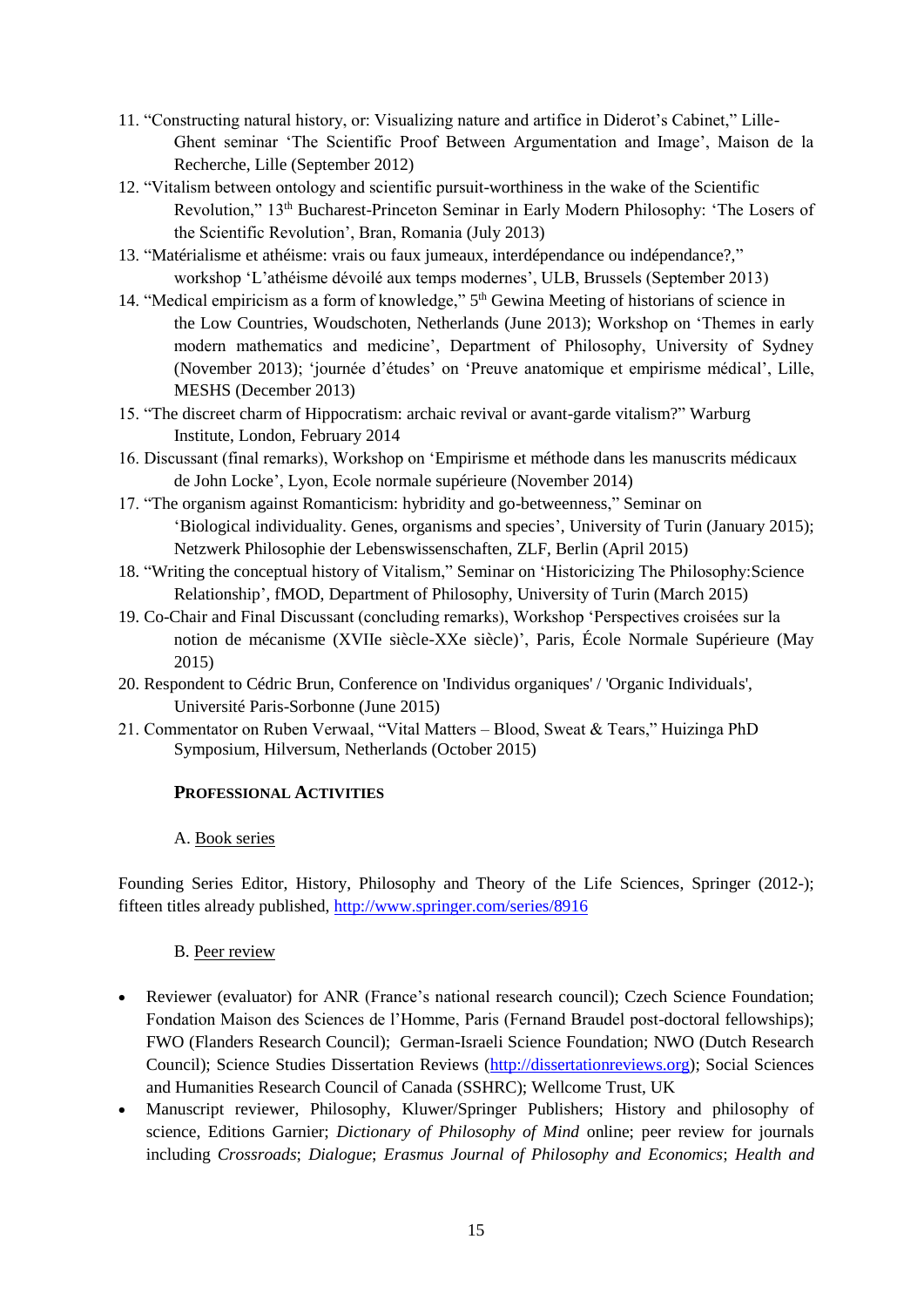11. "Constructing natural history, or: Visualizing nature and artifice in Diderot's Cabinet," Lille-Ghent seminar 'The Scientific Proof Between Argumentation and Image', Maison de la Recherche, Lille (September 2012)
12. "Vitalism between ontology and scientific pursuit-worthiness in the wake of the Scientific Revolution," 13th Bucharest-Princeton Seminar in Early Modern Philosophy: 'The Losers of the Scientific Revolution', Bran, Romania (July 2013)
13. "Matérialisme et athéisme: vrais ou faux jumeaux, interdépendance ou indépendance?," workshop 'L'athéisme dévoilé aux temps modernes', ULB, Brussels (September 2013)
14. "Medical empiricism as a form of knowledge," 5th Gewina Meeting of historians of science in the Low Countries, Woudschoten, Netherlands (June 2013); Workshop on 'Themes in early modern mathematics and medicine', Department of Philosophy, University of Sydney (November 2013); 'journée d'études' on 'Preuve anatomique et empirisme médical', Lille, MESHS (December 2013)
15. "The discreet charm of Hippocratism: archaic revival or avant-garde vitalism?" Warburg Institute, London, February 2014
16. Discussant (final remarks), Workshop on 'Empirisme et méthode dans les manuscrits médicaux de John Locke', Lyon, Ecole normale supérieure (November 2014)
17. "The organism against Romanticism: hybridity and go-betweenness," Seminar on 'Biological individuality. Genes, organisms and species', University of Turin (January 2015); Netzwerk Philosophie der Lebenswissenschaften, ZLF, Berlin (April 2015)
18. "Writing the conceptual history of Vitalism," Seminar on 'Historicizing The Philosophy:Science Relationship', fMOD, Department of Philosophy, University of Turin (March 2015)
19. Co-Chair and Final Discussant (concluding remarks), Workshop 'Perspectives croisées sur la notion de mécanisme (XVIIe siècle-XXe siècle)', Paris, École Normale Supérieure (May 2015)
20. Respondent to Cédric Brun, Conference on 'Individus organiques' / 'Organic Individuals', Université Paris-Sorbonne (June 2015)
21. Commentator on Ruben Verwaal, "Vital Matters – Blood, Sweat & Tears," Huizinga PhD Symposium, Hilversum, Netherlands (October 2015)

## PROFESSIONAL ACTIVITIES

A. Book series

Founding Series Editor, History, Philosophy and Theory of the Life Sciences, Springer (2012-); fifteen titles already published, http://www.springer.com/series/8916

B. Peer review

- Reviewer (evaluator) for ANR (France's national research council); Czech Science Foundation; Fondation Maison des Sciences de l'Homme, Paris (Fernand Braudel post-doctoral fellowships); FWO (Flanders Research Council); German-Israeli Science Foundation; NWO (Dutch Research Council); Science Studies Dissertation Reviews (http://dissertationreviews.org); Social Sciences and Humanities Research Council of Canada (SSHRC); Wellcome Trust, UK
- Manuscript reviewer, Philosophy, Kluwer/Springer Publishers; History and philosophy of science, Editions Garnier; *Dictionary of Philosophy of Mind* online; peer review for journals including *Crossroads*; *Dialogue*; *Erasmus Journal of Philosophy and Economics*; *Health and*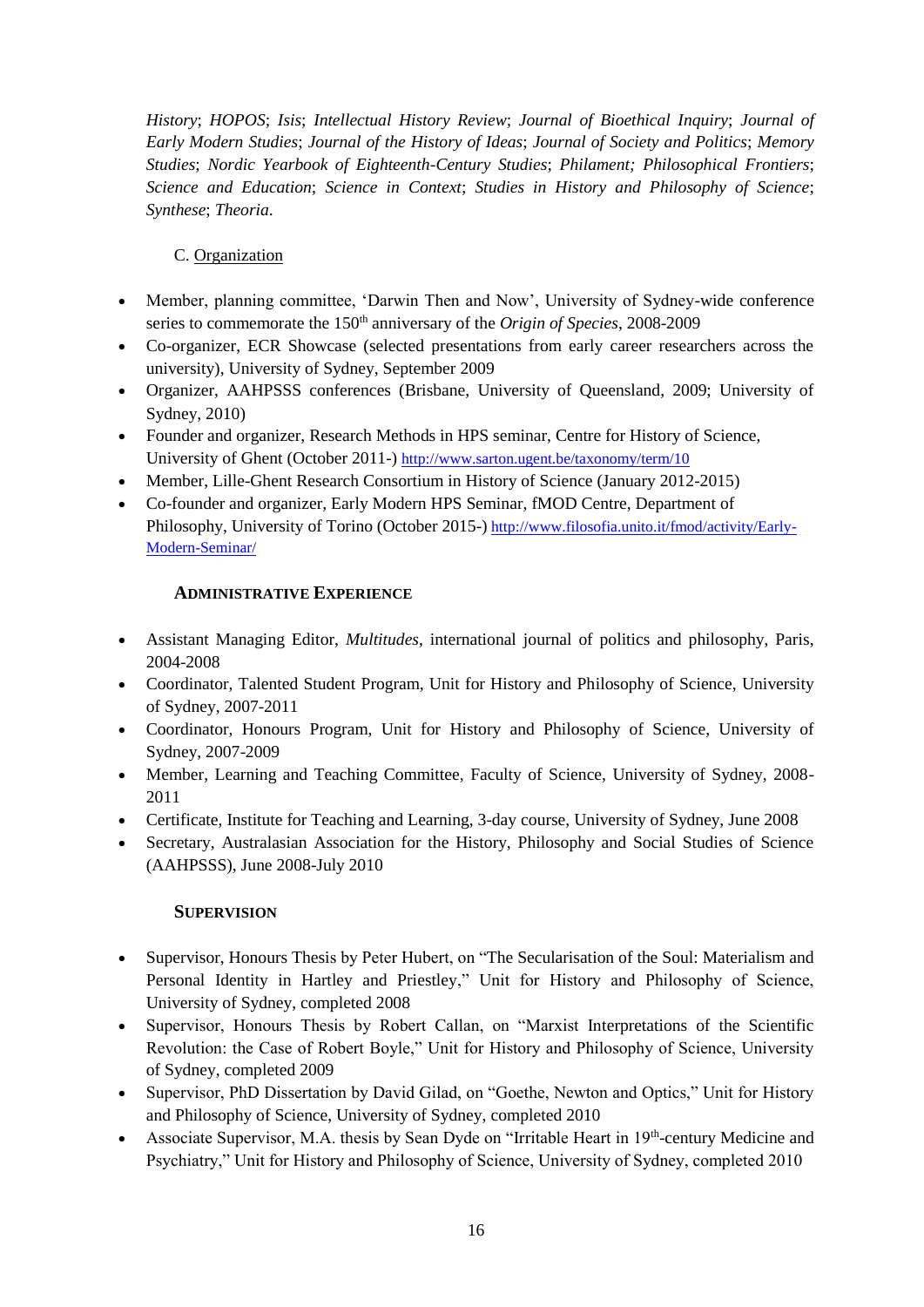*History*; *HOPOS*; *Isis*; *Intellectual History Review*; *Journal of Bioethical Inquiry*; *Journal of Early Modern Studies*; *Journal of the History of Ideas*; *Journal of Society and Politics*; *Memory Studies*; *Nordic Yearbook of Eighteenth-Century Studies*; *Philament; Philosophical Frontiers*; *Science and Education*; *Science in Context*; *Studies in History and Philosophy of Science*; *Synthese*; *Theoria*.

C. Organization

- Member, planning committee, 'Darwin Then and Now', University of Sydney-wide conference series to commemorate the 150th anniversary of the *Origin of Species*, 2008-2009
- Co-organizer, ECR Showcase (selected presentations from early career researchers across the university), University of Sydney, September 2009
- Organizer, AAHPSSS conferences (Brisbane, University of Queensland, 2009; University of Sydney, 2010)
- Founder and organizer, Research Methods in HPS seminar, Centre for History of Science, University of Ghent (October 2011-) http://www.sarton.ugent.be/taxonomy/term/10
- Member, Lille-Ghent Research Consortium in History of Science (January 2012-2015)
- Co-founder and organizer, Early Modern HPS Seminar, fMOD Centre, Department of Philosophy, University of Torino (October 2015-) http://www.filosofia.unito.it/fmod/activity/Early-Modern-Seminar/

## Administrative Experience

- Assistant Managing Editor, *Multitudes*, international journal of politics and philosophy, Paris, 2004-2008
- Coordinator, Talented Student Program, Unit for History and Philosophy of Science, University of Sydney, 2007-2011
- Coordinator, Honours Program, Unit for History and Philosophy of Science, University of Sydney, 2007-2009
- Member, Learning and Teaching Committee, Faculty of Science, University of Sydney, 2008-2011
- Certificate, Institute for Teaching and Learning, 3-day course, University of Sydney, June 2008
- Secretary, Australasian Association for the History, Philosophy and Social Studies of Science (AAHPSSS), June 2008-July 2010

## Supervision

- Supervisor, Honours Thesis by Peter Hubert, on "The Secularisation of the Soul: Materialism and Personal Identity in Hartley and Priestley," Unit for History and Philosophy of Science, University of Sydney, completed 2008
- Supervisor, Honours Thesis by Robert Callan, on "Marxist Interpretations of the Scientific Revolution: the Case of Robert Boyle," Unit for History and Philosophy of Science, University of Sydney, completed 2009
- Supervisor, PhD Dissertation by David Gilad, on "Goethe, Newton and Optics," Unit for History and Philosophy of Science, University of Sydney, completed 2010
- Associate Supervisor, M.A. thesis by Sean Dyde on "Irritable Heart in 19th-century Medicine and Psychiatry," Unit for History and Philosophy of Science, University of Sydney, completed 2010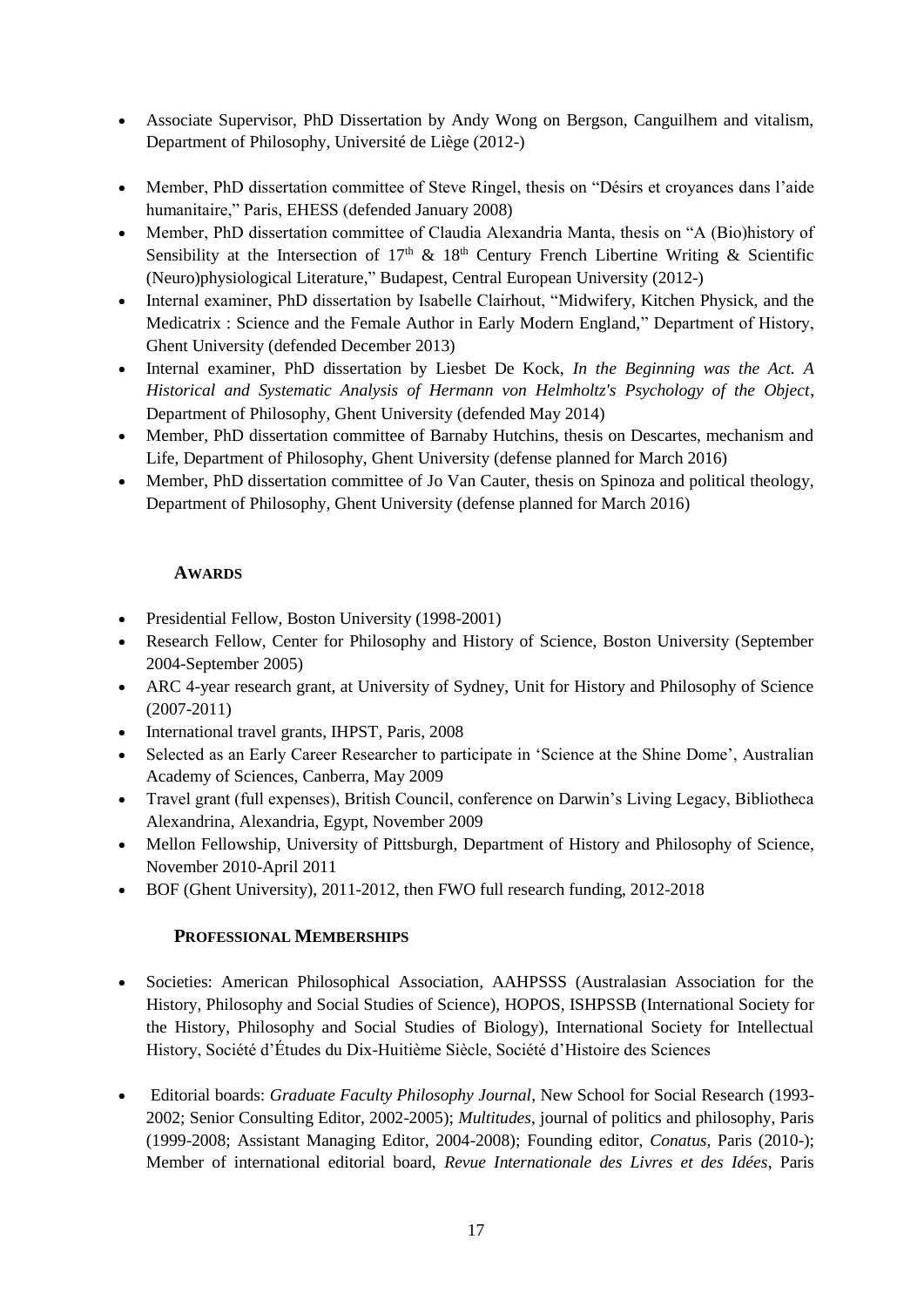- Associate Supervisor, PhD Dissertation by Andy Wong on Bergson, Canguilhem and vitalism, Department of Philosophy, Université de Liège (2012-)

- Member, PhD dissertation committee of Steve Ringel, thesis on "Désirs et croyances dans l'aide humanitaire," Paris, EHESS (defended January 2008)
- Member, PhD dissertation committee of Claudia Alexandria Manta, thesis on "A (Bio)history of Sensibility at the Intersection of 17th & 18th Century French Libertine Writing & Scientific (Neuro)physiological Literature," Budapest, Central European University (2012-)
- Internal examiner, PhD dissertation by Isabelle Clairhout, "Midwifery, Kitchen Physick, and the Medicatrix : Science and the Female Author in Early Modern England," Department of History, Ghent University (defended December 2013)
- Internal examiner, PhD dissertation by Liesbet De Kock, *In the Beginning was the Act. A Historical and Systematic Analysis of Hermann von Helmholtz's Psychology of the Object*, Department of Philosophy, Ghent University (defended May 2014)
- Member, PhD dissertation committee of Barnaby Hutchins, thesis on Descartes, mechanism and Life, Department of Philosophy, Ghent University (defense planned for March 2016)
- Member, PhD dissertation committee of Jo Van Cauter, thesis on Spinoza and political theology, Department of Philosophy, Ghent University (defense planned for March 2016)

## AWARDS

- Presidential Fellow, Boston University (1998-2001)
- Research Fellow, Center for Philosophy and History of Science, Boston University (September 2004-September 2005)
- ARC 4-year research grant, at University of Sydney, Unit for History and Philosophy of Science (2007-2011)
- International travel grants, IHPST, Paris, 2008
- Selected as an Early Career Researcher to participate in 'Science at the Shine Dome', Australian Academy of Sciences, Canberra, May 2009
- Travel grant (full expenses), British Council, conference on Darwin's Living Legacy, Bibliotheca Alexandrina, Alexandria, Egypt, November 2009
- Mellon Fellowship, University of Pittsburgh, Department of History and Philosophy of Science, November 2010-April 2011
- BOF (Ghent University), 2011-2012, then FWO full research funding, 2012-2018

## PROFESSIONAL MEMBERSHIPS

- Societies: American Philosophical Association, AAHPSSS (Australasian Association for the History, Philosophy and Social Studies of Science), HOPOS, ISHPSSB (International Society for the History, Philosophy and Social Studies of Biology), International Society for Intellectual History, Société d'Études du Dix-Huitième Siècle, Société d'Histoire des Sciences

- Editorial boards: *Graduate Faculty Philosophy Journal*, New School for Social Research (1993-2002; Senior Consulting Editor, 2002-2005); *Multitudes*, journal of politics and philosophy, Paris (1999-2008; Assistant Managing Editor, 2004-2008); Founding editor, *Conatus*, Paris (2010-); Member of international editorial board, *Revue Internationale des Livres et des Idées*, Paris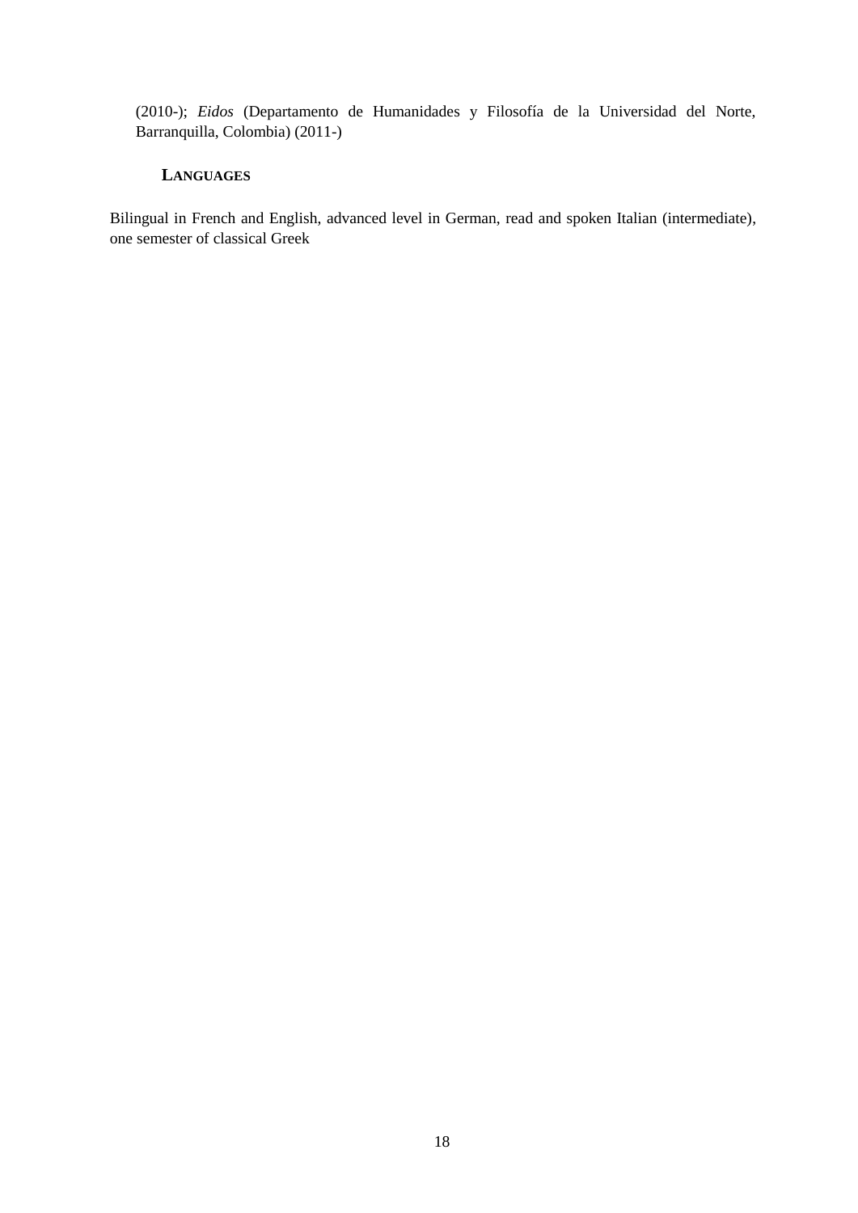(2010-); *Eidos* (Departamento de Humanidades y Filosofía de la Universidad del Norte, Barranquilla, Colombia) (2011-)

## LANGUAGES

Bilingual in French and English, advanced level in German, read and spoken Italian (intermediate), one semester of classical Greek